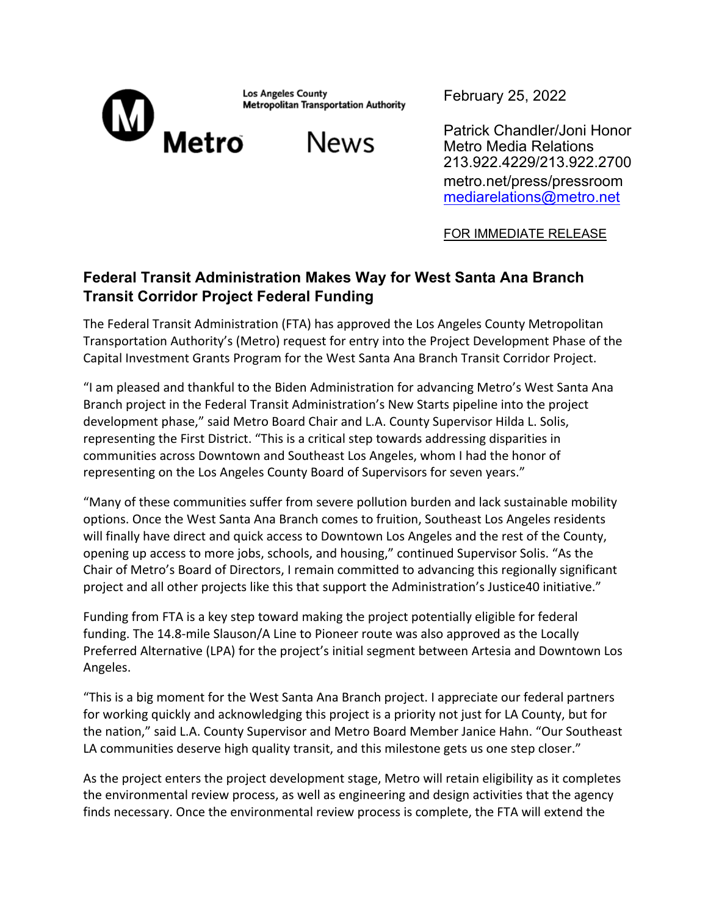Los Angeles County
Metropolitan Transportation Authority

Metro News

February 25, 2022

Patrick Chandler/Joni Honor
Metro Media Relations
213.922.4229/213.922.2700
metro.net/press/pressroom
mediarelations@metro.net

FOR IMMEDIATE RELEASE

## Federal Transit Administration Makes Way for West Santa Ana Branch Transit Corridor Project Federal Funding

The Federal Transit Administration (FTA) has approved the Los Angeles County Metropolitan Transportation Authority's (Metro) request for entry into the Project Development Phase of the Capital Investment Grants Program for the West Santa Ana Branch Transit Corridor Project.

"I am pleased and thankful to the Biden Administration for advancing Metro's West Santa Ana Branch project in the Federal Transit Administration's New Starts pipeline into the project development phase," said Metro Board Chair and L.A. County Supervisor Hilda L. Solis, representing the First District. "This is a critical step towards addressing disparities in communities across Downtown and Southeast Los Angeles, whom I had the honor of representing on the Los Angeles County Board of Supervisors for seven years."

"Many of these communities suffer from severe pollution burden and lack sustainable mobility options. Once the West Santa Ana Branch comes to fruition, Southeast Los Angeles residents will finally have direct and quick access to Downtown Los Angeles and the rest of the County, opening up access to more jobs, schools, and housing," continued Supervisor Solis. "As the Chair of Metro's Board of Directors, I remain committed to advancing this regionally significant project and all other projects like this that support the Administration's Justice40 initiative."

Funding from FTA is a key step toward making the project potentially eligible for federal funding. The 14.8-mile Slauson/A Line to Pioneer route was also approved as the Locally Preferred Alternative (LPA) for the project's initial segment between Artesia and Downtown Los Angeles.

"This is a big moment for the West Santa Ana Branch project. I appreciate our federal partners for working quickly and acknowledging this project is a priority not just for LA County, but for the nation," said L.A. County Supervisor and Metro Board Member Janice Hahn. "Our Southeast LA communities deserve high quality transit, and this milestone gets us one step closer."

As the project enters the project development stage, Metro will retain eligibility as it completes the environmental review process, as well as engineering and design activities that the agency finds necessary. Once the environmental review process is complete, the FTA will extend the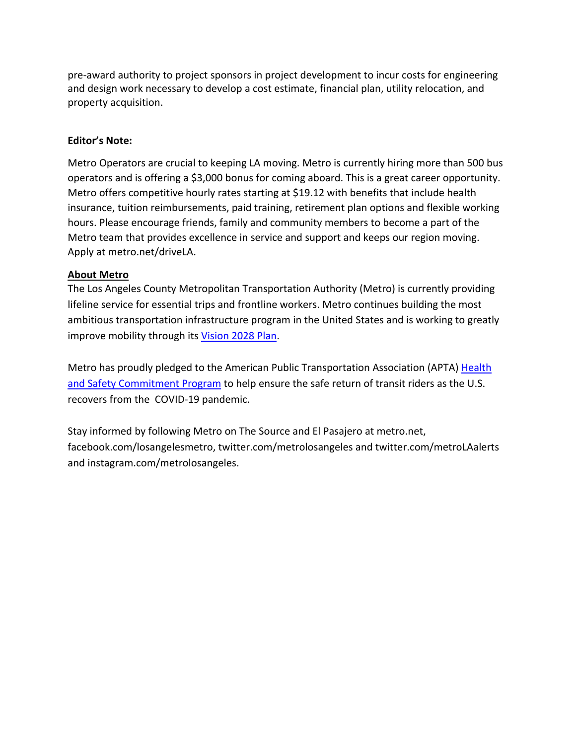pre-award authority to project sponsors in project development to incur costs for engineering and design work necessary to develop a cost estimate, financial plan, utility relocation, and property acquisition.

**Editor's Note:**

Metro Operators are crucial to keeping LA moving. Metro is currently hiring more than 500 bus operators and is offering a $3,000 bonus for coming aboard. This is a great career opportunity. Metro offers competitive hourly rates starting at $19.12 with benefits that include health insurance, tuition reimbursements, paid training, retirement plan options and flexible working hours. Please encourage friends, family and community members to become a part of the Metro team that provides excellence in service and support and keeps our region moving. Apply at metro.net/driveLA.

**About Metro**

The Los Angeles County Metropolitan Transportation Authority (Metro) is currently providing lifeline service for essential trips and frontline workers. Metro continues building the most ambitious transportation infrastructure program in the United States and is working to greatly improve mobility through its Vision 2028 Plan.

Metro has proudly pledged to the American Public Transportation Association (APTA) Health and Safety Commitment Program to help ensure the safe return of transit riders as the U.S. recovers from the COVID-19 pandemic.

Stay informed by following Metro on The Source and El Pasajero at metro.net, facebook.com/losangelesmetro, twitter.com/metrolosangeles and twitter.com/metroLAalerts and instagram.com/metrolosangeles.